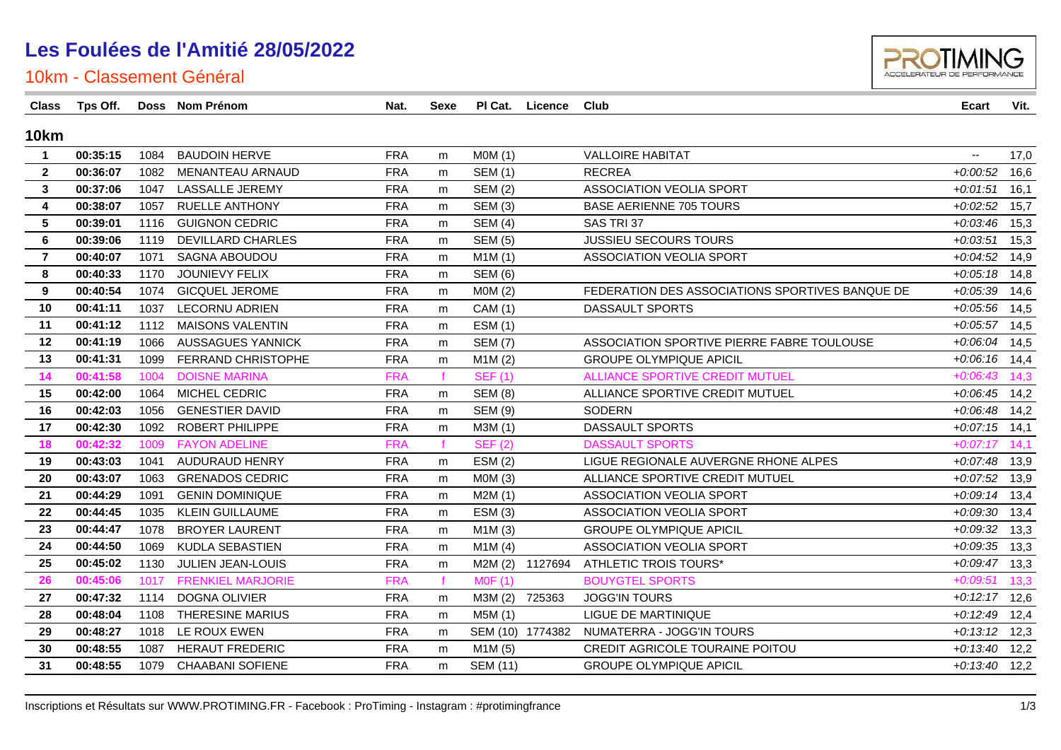# Les Foulées de l'Amitié 28/05/2022

## 10km - Classement Général

| Class | Tps Off. | Doss | Nom Prénom | Nat. | Sexe | Pl Cat. | Licence | Club | Ecart | Vit. |
|---|---|---|---|---|---|---|---|---|---|---|
| **10km** | | | | | | | | | | |
| 1 | 00:35:15 | 1084 | BAUDOIN HERVE | FRA | m | M0M (1) | | VALLOIRE HABITAT | -- | 17,0 |
| 2 | 00:36:07 | 1082 | MENANTEAU ARNAUD | FRA | m | SEM (1) | | RECREA | +0:00:52 | 16,6 |
| 3 | 00:37:06 | 1047 | LASSALLE JEREMY | FRA | m | SEM (2) | | ASSOCIATION VEOLIA SPORT | +0:01:51 | 16,1 |
| 4 | 00:38:07 | 1057 | RUELLE ANTHONY | FRA | m | SEM (3) | | BASE AERIENNE 705 TOURS | +0:02:52 | 15,7 |
| 5 | 00:39:01 | 1116 | GUIGNON CEDRIC | FRA | m | SEM (4) | | SAS TRI 37 | +0:03:46 | 15,3 |
| 6 | 00:39:06 | 1119 | DEVILLARD CHARLES | FRA | m | SEM (5) | | JUSSIEU SECOURS TOURS | +0:03:51 | 15,3 |
| 7 | 00:40:07 | 1071 | SAGNA ABOUDOU | FRA | m | M1M (1) | | ASSOCIATION VEOLIA SPORT | +0:04:52 | 14,9 |
| 8 | 00:40:33 | 1170 | JOUNIEVY FELIX | FRA | m | SEM (6) | | | +0:05:18 | 14,8 |
| 9 | 00:40:54 | 1074 | GICQUEL JEROME | FRA | m | M0M (2) | | FEDERATION DES ASSOCIATIONS SPORTIVES BANQUE DE | +0:05:39 | 14,6 |
| 10 | 00:41:11 | 1037 | LECORNU ADRIEN | FRA | m | CAM (1) | | DASSAULT SPORTS | +0:05:56 | 14,5 |
| 11 | 00:41:12 | 1112 | MAISONS VALENTIN | FRA | m | ESM (1) | | | +0:05:57 | 14,5 |
| 12 | 00:41:19 | 1066 | AUSSAGUES YANNICK | FRA | m | SEM (7) | | ASSOCIATION SPORTIVE PIERRE FABRE TOULOUSE | +0:06:04 | 14,5 |
| 13 | 00:41:31 | 1099 | FERRAND CHRISTOPHE | FRA | m | M1M (2) | | GROUPE OLYMPIQUE APICIL | +0:06:16 | 14,4 |
| 14 | 00:41:58 | 1004 | DOISNE MARINA | FRA | f | SEF (1) | | ALLIANCE SPORTIVE CREDIT MUTUEL | +0:06:43 | 14,3 |
| 15 | 00:42:00 | 1064 | MICHEL CEDRIC | FRA | m | SEM (8) | | ALLIANCE SPORTIVE CREDIT MUTUEL | +0:06:45 | 14,2 |
| 16 | 00:42:03 | 1056 | GENESTIER DAVID | FRA | m | SEM (9) | | SODERN | +0:06:48 | 14,2 |
| 17 | 00:42:30 | 1092 | ROBERT PHILIPPE | FRA | m | M3M (1) | | DASSAULT SPORTS | +0:07:15 | 14,1 |
| 18 | 00:42:32 | 1009 | FAYON ADELINE | FRA | f | SEF (2) | | DASSAULT SPORTS | +0:07:17 | 14,1 |
| 19 | 00:43:03 | 1041 | AUDURAUD HENRY | FRA | m | ESM (2) | | LIGUE REGIONALE AUVERGNE RHONE ALPES | +0:07:48 | 13,9 |
| 20 | 00:43:07 | 1063 | GRENADOS CEDRIC | FRA | m | M0M (3) | | ALLIANCE SPORTIVE CREDIT MUTUEL | +0:07:52 | 13,9 |
| 21 | 00:44:29 | 1091 | GENIN DOMINIQUE | FRA | m | M2M (1) | | ASSOCIATION VEOLIA SPORT | +0:09:14 | 13,4 |
| 22 | 00:44:45 | 1035 | KLEIN GUILLAUME | FRA | m | ESM (3) | | ASSOCIATION VEOLIA SPORT | +0:09:30 | 13,4 |
| 23 | 00:44:47 | 1078 | BROYER LAURENT | FRA | m | M1M (3) | | GROUPE OLYMPIQUE APICIL | +0:09:32 | 13,3 |
| 24 | 00:44:50 | 1069 | KUDLA SEBASTIEN | FRA | m | M1M (4) | | ASSOCIATION VEOLIA SPORT | +0:09:35 | 13,3 |
| 25 | 00:45:02 | 1130 | JULIEN JEAN-LOUIS | FRA | m | M2M (2) | 1127694 | ATHLETIC TROIS TOURS* | +0:09:47 | 13,3 |
| 26 | 00:45:06 | 1017 | FRENKIEL MARJORIE | FRA | f | M0F (1) | | BOUYGTEL SPORTS | +0:09:51 | 13,3 |
| 27 | 00:47:32 | 1114 | DOGNA OLIVIER | FRA | m | M3M (2) | 725363 | JOGG'IN TOURS | +0:12:17 | 12,6 |
| 28 | 00:48:04 | 1108 | THERESINE MARIUS | FRA | m | M5M (1) | | LIGUE DE MARTINIQUE | +0:12:49 | 12,4 |
| 29 | 00:48:27 | 1018 | LE ROUX EWEN | FRA | m | SEM (10) | 1774382 | NUMATERRA - JOGG'IN TOURS | +0:13:12 | 12,3 |
| 30 | 00:48:55 | 1087 | HERAUT FREDERIC | FRA | m | M1M (5) | | CREDIT AGRICOLE TOURAINE POITOU | +0:13:40 | 12,2 |
| 31 | 00:48:55 | 1079 | CHAABANI SOFIENE | FRA | m | SEM (11) | | GROUPE OLYMPIQUE APICIL | +0:13:40 | 12,2 |

Inscriptions et Résultats sur WWW.PROTIMING.FR - Facebook : ProTiming - Instagram : #protimingfrance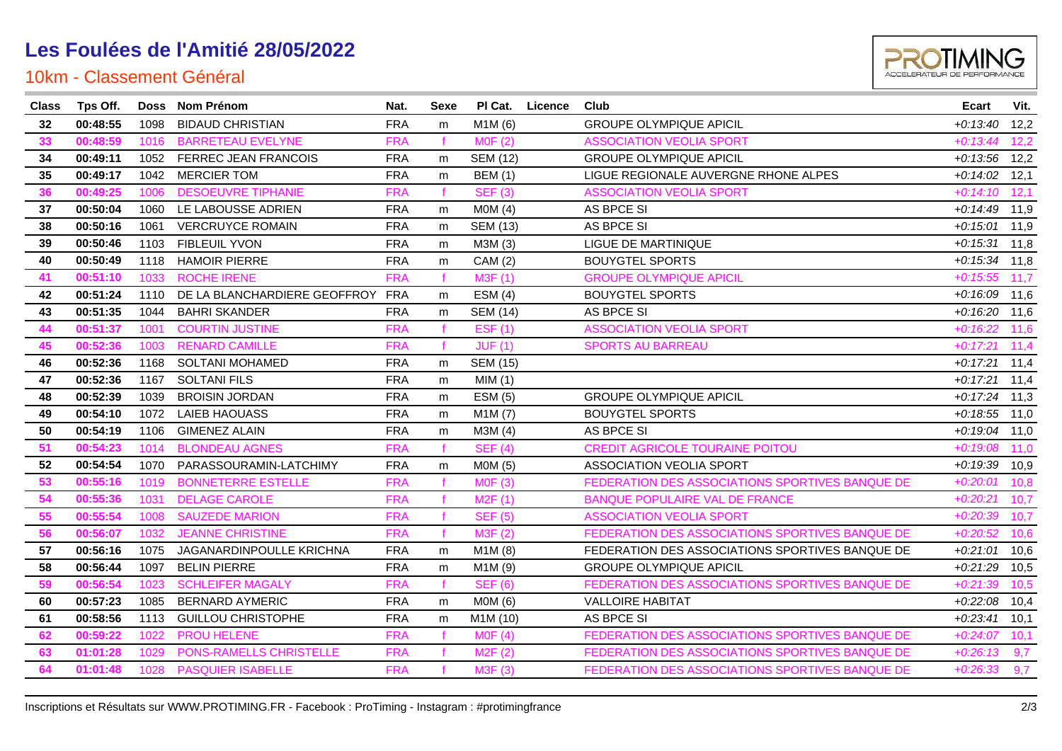# Les Foulées de l'Amitié 28/05/2022

## 10km - Classement Général

| Class | Tps Off. | Doss | Nom Prénom | Nat. | Sexe | Pl Cat. | Licence | Club | Ecart | Vit. |
|---|---|---|---|---|---|---|---|---|---|---|
| 32 | 00:48:55 | 1098 | BIDAUD CHRISTIAN | FRA | m | M1M (6) | | GROUPE OLYMPIQUE APICIL | +0:13:40 | 12,2 |
| 33 | 00:48:59 | 1016 | BARRETEAU EVELYNE | FRA | f | M0F (2) | | ASSOCIATION VEOLIA SPORT | +0:13:44 | 12,2 |
| 34 | 00:49:11 | 1052 | FERREC JEAN FRANCOIS | FRA | m | SEM (12) | | GROUPE OLYMPIQUE APICIL | +0:13:56 | 12,2 |
| 35 | 00:49:17 | 1042 | MERCIER TOM | FRA | m | BEM (1) | | LIGUE REGIONALE AUVERGNE RHONE ALPES | +0:14:02 | 12,1 |
| 36 | 00:49:25 | 1006 | DESOEUVRE TIPHANIE | FRA | f | SEF (3) | | ASSOCIATION VEOLIA SPORT | +0:14:10 | 12,1 |
| 37 | 00:50:04 | 1060 | LE LABOUSSE ADRIEN | FRA | m | M0M (4) | | AS BPCE SI | +0:14:49 | 11,9 |
| 38 | 00:50:16 | 1061 | VERCRUYCE ROMAIN | FRA | m | SEM (13) | | AS BPCE SI | +0:15:01 | 11,9 |
| 39 | 00:50:46 | 1103 | FIBLEUIL YVON | FRA | m | M3M (3) | | LIGUE DE MARTINIQUE | +0:15:31 | 11,8 |
| 40 | 00:50:49 | 1118 | HAMOIR PIERRE | FRA | m | CAM (2) | | BOUYGTEL SPORTS | +0:15:34 | 11,8 |
| 41 | 00:51:10 | 1033 | ROCHE IRENE | FRA | f | M3F (1) | | GROUPE OLYMPIQUE APICIL | +0:15:55 | 11,7 |
| 42 | 00:51:24 | 1110 | DE LA BLANCHARDIERE GEOFFROY | FRA | m | ESM (4) | | BOUYGTEL SPORTS | +0:16:09 | 11,6 |
| 43 | 00:51:35 | 1044 | BAHRI SKANDER | FRA | m | SEM (14) | | AS BPCE SI | +0:16:20 | 11,6 |
| 44 | 00:51:37 | 1001 | COURTIN JUSTINE | FRA | f | ESF (1) | | ASSOCIATION VEOLIA SPORT | +0:16:22 | 11,6 |
| 45 | 00:52:36 | 1003 | RENARD CAMILLE | FRA | f | JUF (1) | | SPORTS AU BARREAU | +0:17:21 | 11,4 |
| 46 | 00:52:36 | 1168 | SOLTANI MOHAMED | FRA | m | SEM (15) | | | +0:17:21 | 11,4 |
| 47 | 00:52:36 | 1167 | SOLTANI FILS | FRA | m | MIM (1) | | | +0:17:21 | 11,4 |
| 48 | 00:52:39 | 1039 | BROISIN JORDAN | FRA | m | ESM (5) | | GROUPE OLYMPIQUE APICIL | +0:17:24 | 11,3 |
| 49 | 00:54:10 | 1072 | LAIEB HAOUASS | FRA | m | M1M (7) | | BOUYGTEL SPORTS | +0:18:55 | 11,0 |
| 50 | 00:54:19 | 1106 | GIMENEZ ALAIN | FRA | m | M3M (4) | | AS BPCE SI | +0:19:04 | 11,0 |
| 51 | 00:54:23 | 1014 | BLONDEAU AGNES | FRA | f | SEF (4) | | CREDIT AGRICOLE TOURAINE POITOU | +0:19:08 | 11,0 |
| 52 | 00:54:54 | 1070 | PARASSOURAMIN-LATCHIMY | FRA | m | M0M (5) | | ASSOCIATION VEOLIA SPORT | +0:19:39 | 10,9 |
| 53 | 00:55:16 | 1019 | BONNETERRE ESTELLE | FRA | f | M0F (3) | | FEDERATION DES ASSOCIATIONS SPORTIVES BANQUE DE | +0:20:01 | 10,8 |
| 54 | 00:55:36 | 1031 | DELAGE CAROLE | FRA | f | M2F (1) | | BANQUE POPULAIRE VAL DE FRANCE | +0:20:21 | 10,7 |
| 55 | 00:55:54 | 1008 | SAUZEDE MARION | FRA | f | SEF (5) | | ASSOCIATION VEOLIA SPORT | +0:20:39 | 10,7 |
| 56 | 00:56:07 | 1032 | JEANNE CHRISTINE | FRA | f | M3F (2) | | FEDERATION DES ASSOCIATIONS SPORTIVES BANQUE DE | +0:20:52 | 10,6 |
| 57 | 00:56:16 | 1075 | JAGANARDINPOULLE KRICHNA | FRA | m | M1M (8) | | FEDERATION DES ASSOCIATIONS SPORTIVES BANQUE DE | +0:21:01 | 10,6 |
| 58 | 00:56:44 | 1097 | BELIN PIERRE | FRA | m | M1M (9) | | GROUPE OLYMPIQUE APICIL | +0:21:29 | 10,5 |
| 59 | 00:56:54 | 1023 | SCHLEIFER MAGALY | FRA | f | SEF (6) | | FEDERATION DES ASSOCIATIONS SPORTIVES BANQUE DE | +0:21:39 | 10,5 |
| 60 | 00:57:23 | 1085 | BERNARD AYMERIC | FRA | m | M0M (6) | | VALLOIRE HABITAT | +0:22:08 | 10,4 |
| 61 | 00:58:56 | 1113 | GUILLOU CHRISTOPHE | FRA | m | M1M (10) | | AS BPCE SI | +0:23:41 | 10,1 |
| 62 | 00:59:22 | 1022 | PROU HELENE | FRA | f | M0F (4) | | FEDERATION DES ASSOCIATIONS SPORTIVES BANQUE DE | +0:24:07 | 10,1 |
| 63 | 01:01:28 | 1029 | PONS-RAMELLS CHRISTELLE | FRA | f | M2F (2) | | FEDERATION DES ASSOCIATIONS SPORTIVES BANQUE DE | +0:26:13 | 9,7 |
| 64 | 01:01:48 | 1028 | PASQUIER ISABELLE | FRA | f | M3F (3) | | FEDERATION DES ASSOCIATIONS SPORTIVES BANQUE DE | +0:26:33 | 9,7 |

Inscriptions et Résultats sur WWW.PROTIMING.FR - Facebook : ProTiming - Instagram : #protimingfrance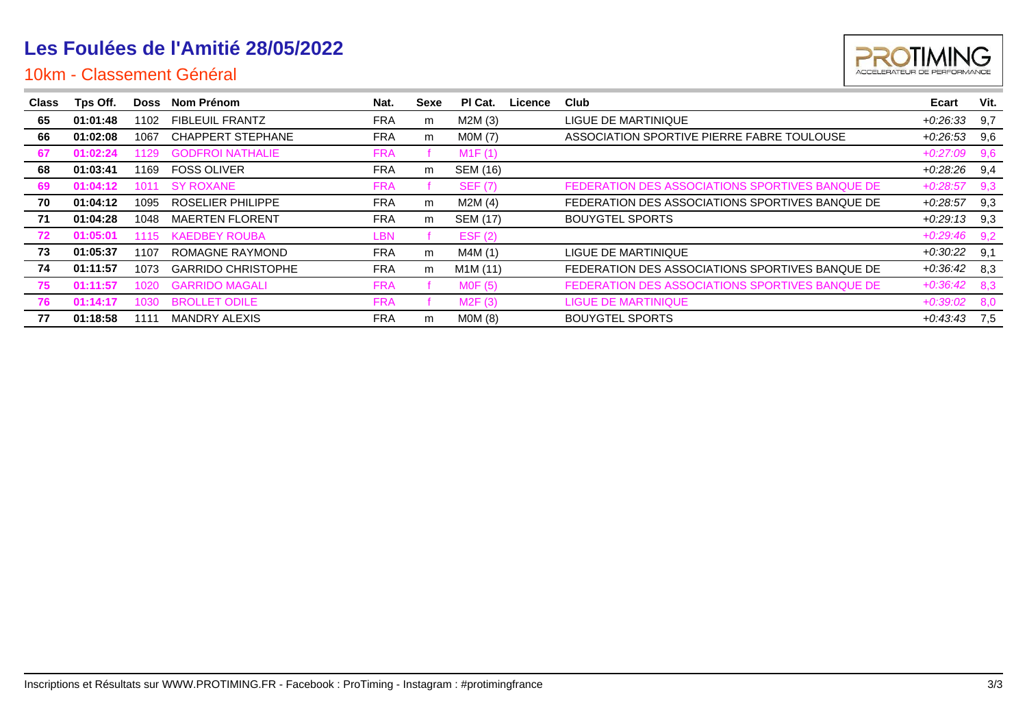# Les Foulées de l'Amitié 28/05/2022

## 10km - Classement Général

| Class | Tps Off. | Doss | Nom Prénom | Nat. | Sexe | Pl Cat. | Licence | Club | Ecart | Vit. |
|---|---|---|---|---|---|---|---|---|---|---|
| **65** | **01:01:48** | 1102 | FIBLEUIL FRANTZ | FRA | m | M2M (3) | | LIGUE DE MARTINIQUE | *+0:26:33* | 9,7 |
| **66** | **01:02:08** | 1067 | CHAPPERT STEPHANE | FRA | m | M0M (7) | | ASSOCIATION SPORTIVE PIERRE FABRE TOULOUSE | *+0:26:53* | 9,6 |
| **67** | **01:02:24** | 1129 | GODFROI NATHALIE | FRA | f | M1F (1) | | | *+0:27:09* | 9,6 |
| **68** | **01:03:41** | 1169 | FOSS OLIVER | FRA | m | SEM (16) | | | *+0:28:26* | 9,4 |
| **69** | **01:04:12** | 1011 | SY ROXANE | FRA | f | SEF (7) | | FEDERATION DES ASSOCIATIONS SPORTIVES BANQUE DE | *+0:28:57* | 9,3 |
| **70** | **01:04:12** | 1095 | ROSELIER PHILIPPE | FRA | m | M2M (4) | | FEDERATION DES ASSOCIATIONS SPORTIVES BANQUE DE | *+0:28:57* | 9,3 |
| **71** | **01:04:28** | 1048 | MAERTEN FLORENT | FRA | m | SEM (17) | | BOUYGTEL SPORTS | *+0:29:13* | 9,3 |
| **72** | **01:05:01** | 1115 | KAEDBEY ROUBA | LBN | f | ESF (2) | | | *+0:29:46* | 9,2 |
| **73** | **01:05:37** | 1107 | ROMAGNE RAYMOND | FRA | m | M4M (1) | | LIGUE DE MARTINIQUE | *+0:30:22* | 9,1 |
| **74** | **01:11:57** | 1073 | GARRIDO CHRISTOPHE | FRA | m | M1M (11) | | FEDERATION DES ASSOCIATIONS SPORTIVES BANQUE DE | *+0:36:42* | 8,3 |
| **75** | **01:11:57** | 1020 | GARRIDO MAGALI | FRA | f | M0F (5) | | FEDERATION DES ASSOCIATIONS SPORTIVES BANQUE DE | *+0:36:42* | 8,3 |
| **76** | **01:14:17** | 1030 | BROLLET ODILE | FRA | f | M2F (3) | | LIGUE DE MARTINIQUE | *+0:39:02* | 8,0 |
| **77** | **01:18:58** | 1111 | MANDRY ALEXIS | FRA | m | M0M (8) | | BOUYGTEL SPORTS | *+0:43:43* | 7,5 |

Inscriptions et Résultats sur WWW.PROTIMING.FR - Facebook : ProTiming - Instagram : #protimingfrance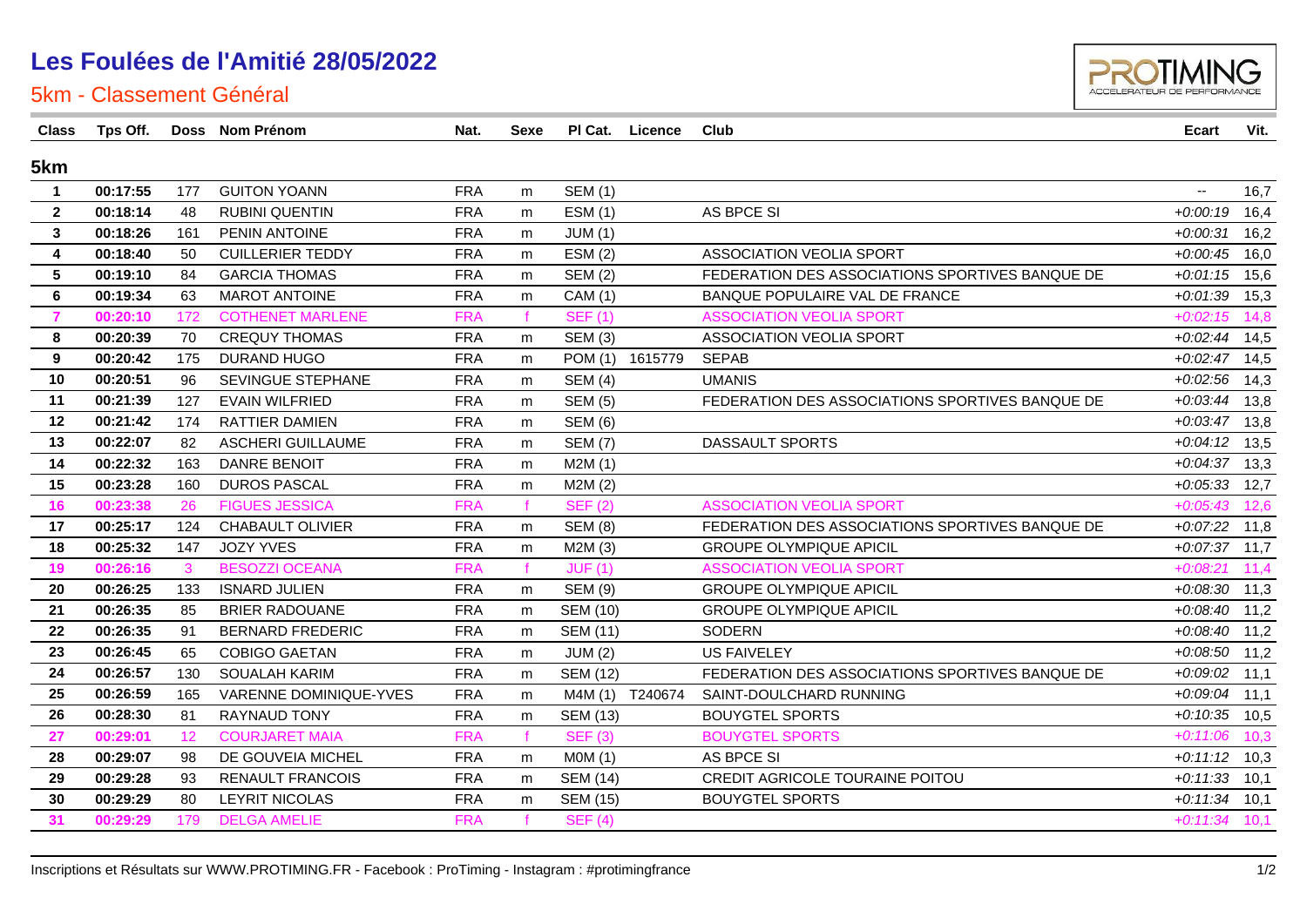# Les Foulées de l'Amitié 28/05/2022

## 5km - Classement Général

| Class | Tps Off. | Doss | Nom Prénom | Nat. | Sexe | Pl Cat. | Licence | Club | Ecart | Vit. |
|---|---|---|---|---|---|---|---|---|---|---|
| **5km** | | | | | | | | | | |
| 1 | 00:17:55 | 177 | GUITON YOANN | FRA | m | SEM (1) | | | -- | 16,7 |
| 2 | 00:18:14 | 48 | RUBINI QUENTIN | FRA | m | ESM (1) | | AS BPCE SI | +0:00:19 | 16,4 |
| 3 | 00:18:26 | 161 | PENIN ANTOINE | FRA | m | JUM (1) | | | +0:00:31 | 16,2 |
| 4 | 00:18:40 | 50 | CUILLERIER TEDDY | FRA | m | ESM (2) | | ASSOCIATION VEOLIA SPORT | +0:00:45 | 16,0 |
| 5 | 00:19:10 | 84 | GARCIA THOMAS | FRA | m | SEM (2) | | FEDERATION DES ASSOCIATIONS SPORTIVES BANQUE DE | +0:01:15 | 15,6 |
| 6 | 00:19:34 | 63 | MAROT ANTOINE | FRA | m | CAM (1) | | BANQUE POPULAIRE VAL DE FRANCE | +0:01:39 | 15,3 |
| 7 | 00:20:10 | 172 | COTHENET MARLENE | FRA | f | SEF (1) | | ASSOCIATION VEOLIA SPORT | +0:02:15 | 14,8 |
| 8 | 00:20:39 | 70 | CREQUY THOMAS | FRA | m | SEM (3) | | ASSOCIATION VEOLIA SPORT | +0:02:44 | 14,5 |
| 9 | 00:20:42 | 175 | DURAND HUGO | FRA | m | POM (1) | 1615779 | SEPAB | +0:02:47 | 14,5 |
| 10 | 00:20:51 | 96 | SEVINGUE STEPHANE | FRA | m | SEM (4) | | UMANIS | +0:02:56 | 14,3 |
| 11 | 00:21:39 | 127 | EVAIN WILFRIED | FRA | m | SEM (5) | | FEDERATION DES ASSOCIATIONS SPORTIVES BANQUE DE | +0:03:44 | 13,8 |
| 12 | 00:21:42 | 174 | RATTIER DAMIEN | FRA | m | SEM (6) | | | +0:03:47 | 13,8 |
| 13 | 00:22:07 | 82 | ASCHERI GUILLAUME | FRA | m | SEM (7) | | DASSAULT SPORTS | +0:04:12 | 13,5 |
| 14 | 00:22:32 | 163 | DANRE BENOIT | FRA | m | M2M (1) | | | +0:04:37 | 13,3 |
| 15 | 00:23:28 | 160 | DUROS PASCAL | FRA | m | M2M (2) | | | +0:05:33 | 12,7 |
| 16 | 00:23:38 | 26 | FIGUES JESSICA | FRA | f | SEF (2) | | ASSOCIATION VEOLIA SPORT | +0:05:43 | 12,6 |
| 17 | 00:25:17 | 124 | CHABAULT OLIVIER | FRA | m | SEM (8) | | FEDERATION DES ASSOCIATIONS SPORTIVES BANQUE DE | +0:07:22 | 11,8 |
| 18 | 00:25:32 | 147 | JOZY YVES | FRA | m | M2M (3) | | GROUPE OLYMPIQUE APICIL | +0:07:37 | 11,7 |
| 19 | 00:26:16 | 3 | BESOZZI OCEANA | FRA | f | JUF (1) | | ASSOCIATION VEOLIA SPORT | +0:08:21 | 11,4 |
| 20 | 00:26:25 | 133 | ISNARD JULIEN | FRA | m | SEM (9) | | GROUPE OLYMPIQUE APICIL | +0:08:30 | 11,3 |
| 21 | 00:26:35 | 85 | BRIER RADOUANE | FRA | m | SEM (10) | | GROUPE OLYMPIQUE APICIL | +0:08:40 | 11,2 |
| 22 | 00:26:35 | 91 | BERNARD FREDERIC | FRA | m | SEM (11) | | SODERN | +0:08:40 | 11,2 |
| 23 | 00:26:45 | 65 | COBIGO GAETAN | FRA | m | JUM (2) | | US FAIVELEY | +0:08:50 | 11,2 |
| 24 | 00:26:57 | 130 | SOUALAH KARIM | FRA | m | SEM (12) | | FEDERATION DES ASSOCIATIONS SPORTIVES BANQUE DE | +0:09:02 | 11,1 |
| 25 | 00:26:59 | 165 | VARENNE DOMINIQUE-YVES | FRA | m | M4M (1) | T240674 | SAINT-DOULCHARD RUNNING | +0:09:04 | 11,1 |
| 26 | 00:28:30 | 81 | RAYNAUD TONY | FRA | m | SEM (13) | | BOUYGTEL SPORTS | +0:10:35 | 10,5 |
| 27 | 00:29:01 | 12 | COURJARET MAIA | FRA | f | SEF (3) | | BOUYGTEL SPORTS | +0:11:06 | 10,3 |
| 28 | 00:29:07 | 98 | DE GOUVEIA MICHEL | FRA | m | M0M (1) | | AS BPCE SI | +0:11:12 | 10,3 |
| 29 | 00:29:28 | 93 | RENAULT FRANCOIS | FRA | m | SEM (14) | | CREDIT AGRICOLE TOURAINE POITOU | +0:11:33 | 10,1 |
| 30 | 00:29:29 | 80 | LEYRIT NICOLAS | FRA | m | SEM (15) | | BOUYGTEL SPORTS | +0:11:34 | 10,1 |
| 31 | 00:29:29 | 179 | DELGA AMELIE | FRA | f | SEF (4) | | | +0:11:34 | 10,1 |

Inscriptions et Résultats sur WWW.PROTIMING.FR - Facebook : ProTiming - Instagram : #protimingfrance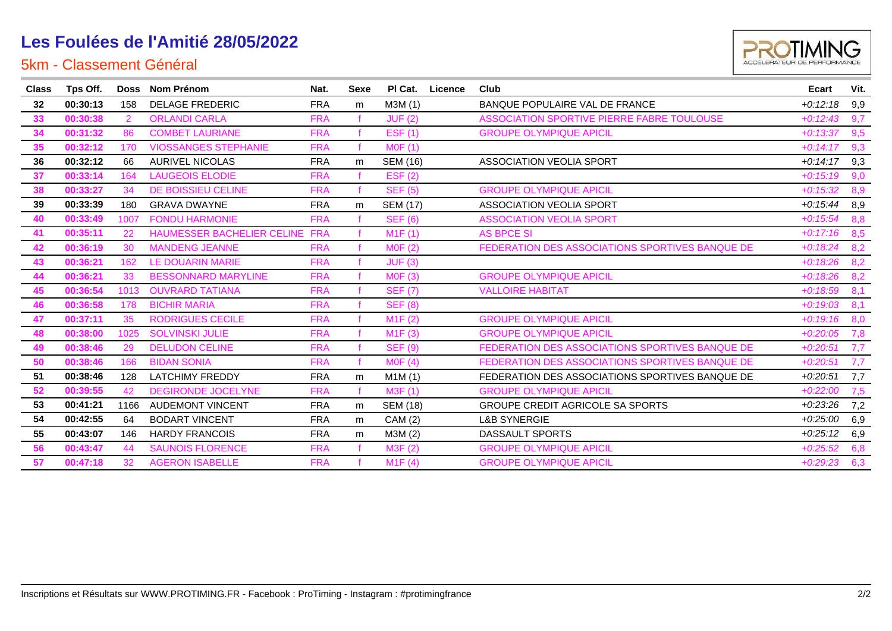# Les Foulées de l'Amitié 28/05/2022

## 5km - Classement Général

| Class | Tps Off. | Doss | Nom Prénom | Nat. | Sexe | Pl Cat. | Licence | Club | Ecart | Vit. |
|---|---|---|---|---|---|---|---|---|---|---|
| 32 | 00:30:13 | 158 | DELAGE FREDERIC | FRA | m | M3M (1) | | BANQUE POPULAIRE VAL DE FRANCE | +0:12:18 | 9,9 |
| 33 | 00:30:38 | 2 | ORLANDI CARLA | FRA | f | JUF (2) | | ASSOCIATION SPORTIVE PIERRE FABRE TOULOUSE | +0:12:43 | 9,7 |
| 34 | 00:31:32 | 86 | COMBET LAURIANE | FRA | f | ESF (1) | | GROUPE OLYMPIQUE APICIL | +0:13:37 | 9,5 |
| 35 | 00:32:12 | 170 | VIOSSANGES STEPHANIE | FRA | f | M0F (1) | | | +0:14:17 | 9,3 |
| 36 | 00:32:12 | 66 | AURIVEL NICOLAS | FRA | m | SEM (16) | | ASSOCIATION VEOLIA SPORT | +0:14:17 | 9,3 |
| 37 | 00:33:14 | 164 | LAUGEOIS ELODIE | FRA | f | ESF (2) | | | +0:15:19 | 9,0 |
| 38 | 00:33:27 | 34 | DE BOISSIEU CELINE | FRA | f | SEF (5) | | GROUPE OLYMPIQUE APICIL | +0:15:32 | 8,9 |
| 39 | 00:33:39 | 180 | GRAVA DWAYNE | FRA | m | SEM (17) | | ASSOCIATION VEOLIA SPORT | +0:15:44 | 8,9 |
| 40 | 00:33:49 | 1007 | FONDU HARMONIE | FRA | f | SEF (6) | | ASSOCIATION VEOLIA SPORT | +0:15:54 | 8,8 |
| 41 | 00:35:11 | 22 | HAUMESSER BACHELIER CELINE | FRA | f | M1F (1) | | AS BPCE SI | +0:17:16 | 8,5 |
| 42 | 00:36:19 | 30 | MANDENG JEANNE | FRA | f | M0F (2) | | FEDERATION DES ASSOCIATIONS SPORTIVES BANQUE DE | +0:18:24 | 8,2 |
| 43 | 00:36:21 | 162 | LE DOUARIN MARIE | FRA | f | JUF (3) | | | +0:18:26 | 8,2 |
| 44 | 00:36:21 | 33 | BESSONNARD MARYLINE | FRA | f | M0F (3) | | GROUPE OLYMPIQUE APICIL | +0:18:26 | 8,2 |
| 45 | 00:36:54 | 1013 | OUVRARD TATIANA | FRA | f | SEF (7) | | VALLOIRE HABITAT | +0:18:59 | 8,1 |
| 46 | 00:36:58 | 178 | BICHIR MARIA | FRA | f | SEF (8) | | | +0:19:03 | 8,1 |
| 47 | 00:37:11 | 35 | RODRIGUES CECILE | FRA | f | M1F (2) | | GROUPE OLYMPIQUE APICIL | +0:19:16 | 8,0 |
| 48 | 00:38:00 | 1025 | SOLVINSKI JULIE | FRA | f | M1F (3) | | GROUPE OLYMPIQUE APICIL | +0:20:05 | 7,8 |
| 49 | 00:38:46 | 29 | DELUDON CELINE | FRA | f | SEF (9) | | FEDERATION DES ASSOCIATIONS SPORTIVES BANQUE DE | +0:20:51 | 7,7 |
| 50 | 00:38:46 | 166 | BIDAN SONIA | FRA | f | M0F (4) | | FEDERATION DES ASSOCIATIONS SPORTIVES BANQUE DE | +0:20:51 | 7,7 |
| 51 | 00:38:46 | 128 | LATCHIMY FREDDY | FRA | m | M1M (1) | | FEDERATION DES ASSOCIATIONS SPORTIVES BANQUE DE | +0:20:51 | 7,7 |
| 52 | 00:39:55 | 42 | DEGIRONDE JOCELYNE | FRA | f | M3F (1) | | GROUPE OLYMPIQUE APICIL | +0:22:00 | 7,5 |
| 53 | 00:41:21 | 1166 | AUDEMONT VINCENT | FRA | m | SEM (18) | | GROUPE CREDIT AGRICOLE SA SPORTS | +0:23:26 | 7,2 |
| 54 | 00:42:55 | 64 | BODART VINCENT | FRA | m | CAM (2) | | L&B SYNERGIE | +0:25:00 | 6,9 |
| 55 | 00:43:07 | 146 | HARDY FRANCOIS | FRA | m | M3M (2) | | DASSAULT SPORTS | +0:25:12 | 6,9 |
| 56 | 00:43:47 | 44 | SAUNOIS FLORENCE | FRA | f | M3F (2) | | GROUPE OLYMPIQUE APICIL | +0:25:52 | 6,8 |
| 57 | 00:47:18 | 32 | AGERON ISABELLE | FRA | f | M1F (4) | | GROUPE OLYMPIQUE APICIL | +0:29:23 | 6,3 |

Inscriptions et Résultats sur WWW.PROTIMING.FR - Facebook : ProTiming - Instagram : #protimingfrance